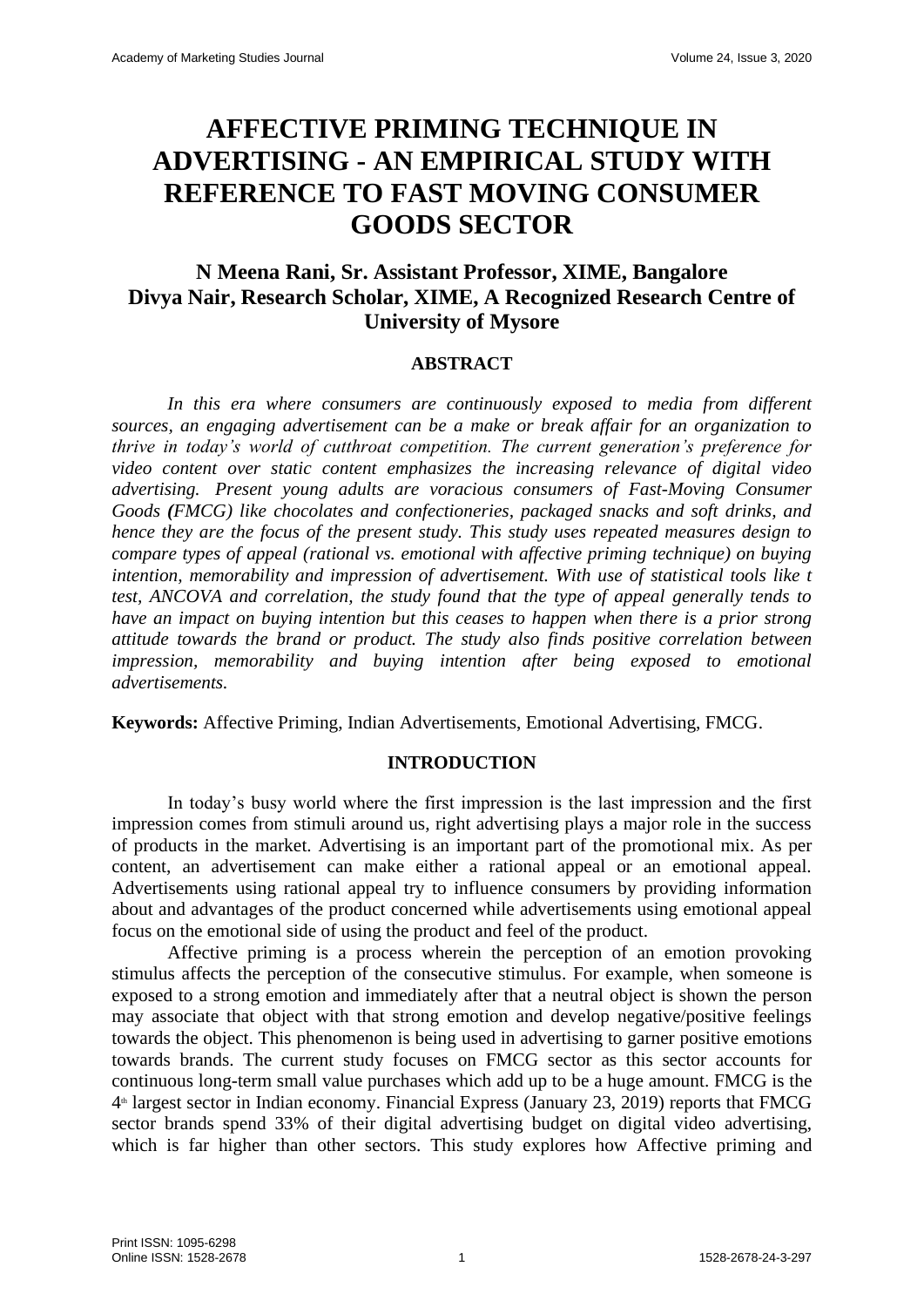# AFFECTIVE PRIMING TECHNIQUE IN ADVERTISING - AN EMPIRICAL STUDY WITH REFERENCE TO FAST MOVING CONSUMER GOODS SECTOR

## N Meena Rani, Sr. Assistant Professor, XIME, Bangalore
## Divya Nair, Research Scholar, XIME, A Recognized Research Centre of University of Mysore

### ABSTRACT

*In this era where consumers are continuously exposed to media from different sources, an engaging advertisement can be a make or break affair for an organization to thrive in today's world of cutthroat competition. The current generation's preference for video content over static content emphasizes the increasing relevance of digital video advertising. Present young adults are voracious consumers of Fast-Moving Consumer Goods **(**FMCG) like chocolates and confectioneries, packaged snacks and soft drinks, and hence they are the focus of the present study. This study uses repeated measures design to compare types of appeal (rational vs. emotional with affective priming technique) on buying intention, memorability and impression of advertisement. With use of statistical tools like t test, ANCOVA and correlation, the study found that the type of appeal generally tends to have an impact on buying intention but this ceases to happen when there is a prior strong attitude towards the brand or product. The study also finds positive correlation between impression, memorability and buying intention after being exposed to emotional advertisements.*

**Keywords:** Affective Priming, Indian Advertisements, Emotional Advertising, FMCG.

### INTRODUCTION

In today's busy world where the first impression is the last impression and the first impression comes from stimuli around us, right advertising plays a major role in the success of products in the market. Advertising is an important part of the promotional mix. As per content, an advertisement can make either a rational appeal or an emotional appeal. Advertisements using rational appeal try to influence consumers by providing information about and advantages of the product concerned while advertisements using emotional appeal focus on the emotional side of using the product and feel of the product.

Affective priming is a process wherein the perception of an emotion provoking stimulus affects the perception of the consecutive stimulus. For example, when someone is exposed to a strong emotion and immediately after that a neutral object is shown the person may associate that object with that strong emotion and develop negative/positive feelings towards the object. This phenomenon is being used in advertising to garner positive emotions towards brands. The current study focuses on FMCG sector as this sector accounts for continuous long-term small value purchases which add up to be a huge amount. FMCG is the 4th largest sector in Indian economy. Financial Express (January 23, 2019) reports that FMCG sector brands spend 33% of their digital advertising budget on digital video advertising, which is far higher than other sectors. This study explores how Affective priming and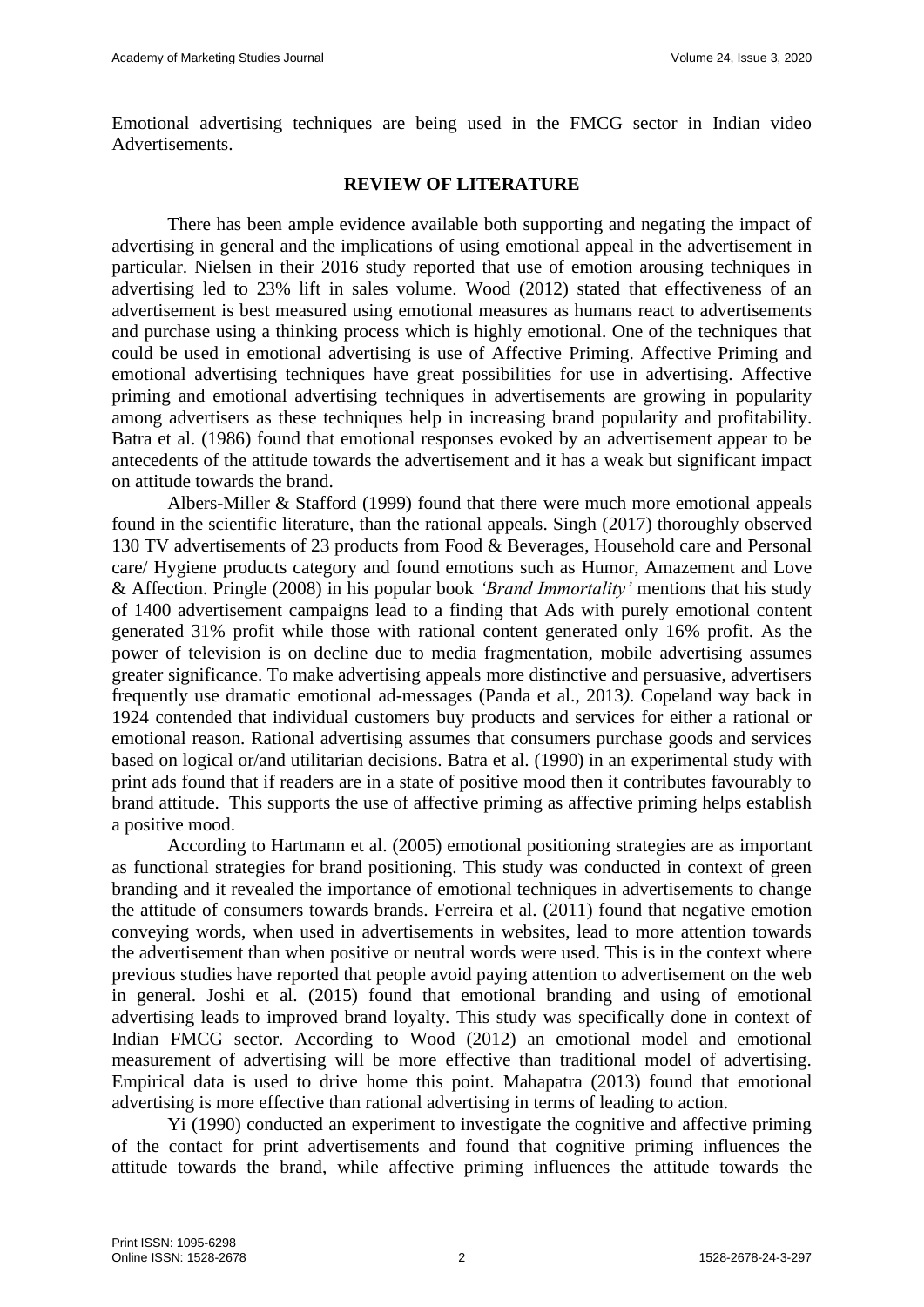Emotional advertising techniques are being used in the FMCG sector in Indian video Advertisements.

## REVIEW OF LITERATURE

There has been ample evidence available both supporting and negating the impact of advertising in general and the implications of using emotional appeal in the advertisement in particular. Nielsen in their 2016 study reported that use of emotion arousing techniques in advertising led to 23% lift in sales volume. Wood (2012) stated that effectiveness of an advertisement is best measured using emotional measures as humans react to advertisements and purchase using a thinking process which is highly emotional. One of the techniques that could be used in emotional advertising is use of Affective Priming. Affective Priming and emotional advertising techniques have great possibilities for use in advertising. Affective priming and emotional advertising techniques in advertisements are growing in popularity among advertisers as these techniques help in increasing brand popularity and profitability. Batra et al. (1986) found that emotional responses evoked by an advertisement appear to be antecedents of the attitude towards the advertisement and it has a weak but significant impact on attitude towards the brand.

Albers-Miller & Stafford (1999) found that there were much more emotional appeals found in the scientific literature, than the rational appeals. Singh (2017) thoroughly observed 130 TV advertisements of 23 products from Food & Beverages, Household care and Personal care/ Hygiene products category and found emotions such as Humor, Amazement and Love & Affection. Pringle (2008) in his popular book *'Brand Immortality'* mentions that his study of 1400 advertisement campaigns lead to a finding that Ads with purely emotional content generated 31% profit while those with rational content generated only 16% profit. As the power of television is on decline due to media fragmentation, mobile advertising assumes greater significance. To make advertising appeals more distinctive and persuasive, advertisers frequently use dramatic emotional ad-messages (Panda et al., 2013*)*. Copeland way back in 1924 contended that individual customers buy products and services for either a rational or emotional reason. Rational advertising assumes that consumers purchase goods and services based on logical or/and utilitarian decisions. Batra et al. (1990) in an experimental study with print ads found that if readers are in a state of positive mood then it contributes favourably to brand attitude. This supports the use of affective priming as affective priming helps establish a positive mood.

According to Hartmann et al. (2005) emotional positioning strategies are as important as functional strategies for brand positioning. This study was conducted in context of green branding and it revealed the importance of emotional techniques in advertisements to change the attitude of consumers towards brands. Ferreira et al. (2011) found that negative emotion conveying words, when used in advertisements in websites, lead to more attention towards the advertisement than when positive or neutral words were used. This is in the context where previous studies have reported that people avoid paying attention to advertisement on the web in general. Joshi et al. (2015) found that emotional branding and using of emotional advertising leads to improved brand loyalty. This study was specifically done in context of Indian FMCG sector. According to Wood (2012) an emotional model and emotional measurement of advertising will be more effective than traditional model of advertising. Empirical data is used to drive home this point. Mahapatra (2013) found that emotional advertising is more effective than rational advertising in terms of leading to action.

Yi (1990) conducted an experiment to investigate the cognitive and affective priming of the contact for print advertisements and found that cognitive priming influences the attitude towards the brand, while affective priming influences the attitude towards the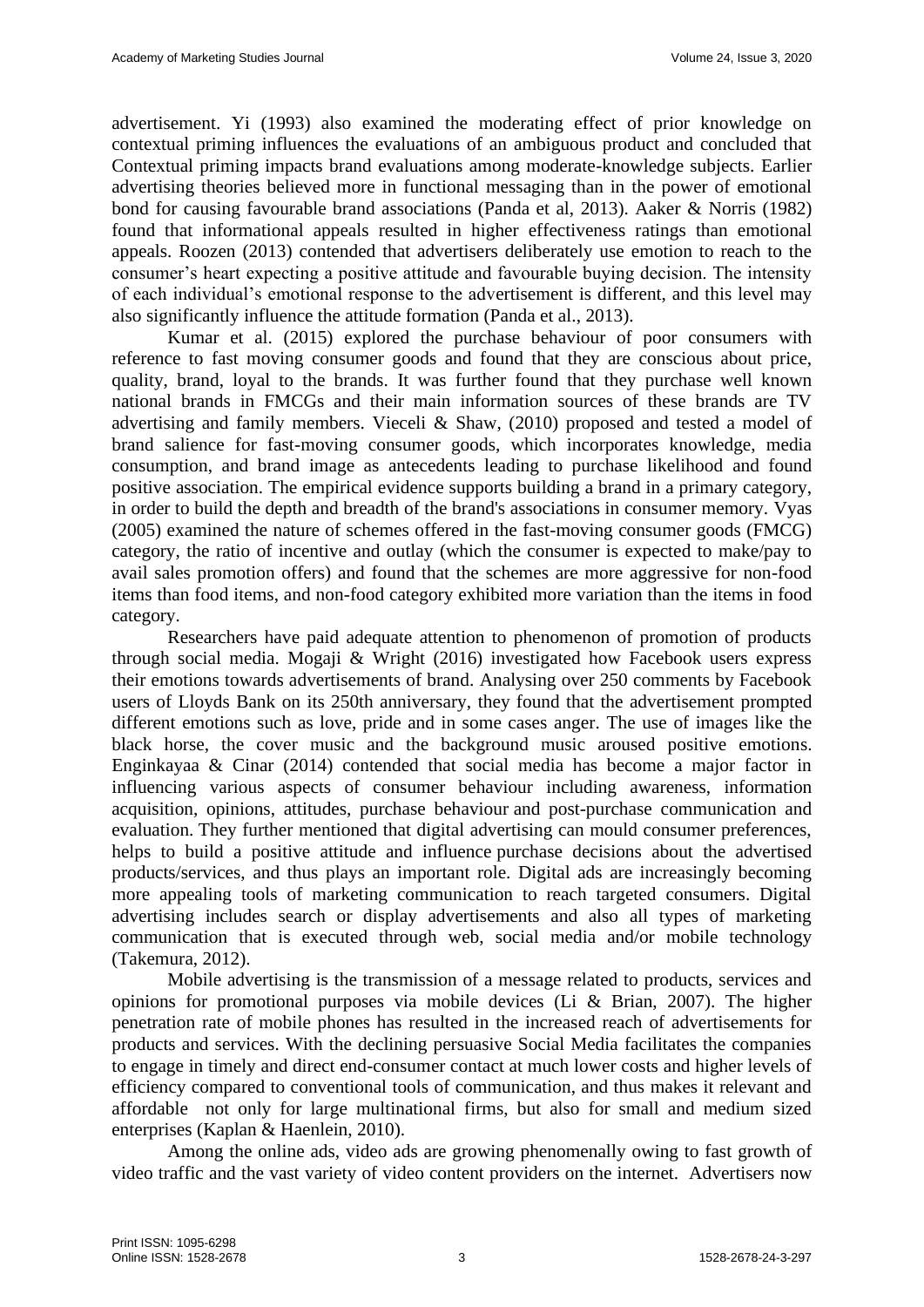advertisement. Yi (1993) also examined the moderating effect of prior knowledge on contextual priming influences the evaluations of an ambiguous product and concluded that Contextual priming impacts brand evaluations among moderate-knowledge subjects. Earlier advertising theories believed more in functional messaging than in the power of emotional bond for causing favourable brand associations (Panda et al, 2013). Aaker & Norris (1982) found that informational appeals resulted in higher effectiveness ratings than emotional appeals. Roozen (2013) contended that advertisers deliberately use emotion to reach to the consumer's heart expecting a positive attitude and favourable buying decision. The intensity of each individual's emotional response to the advertisement is different, and this level may also significantly influence the attitude formation (Panda et al., 2013).

Kumar et al. (2015) explored the purchase behaviour of poor consumers with reference to fast moving consumer goods and found that they are conscious about price, quality, brand, loyal to the brands. It was further found that they purchase well known national brands in FMCGs and their main information sources of these brands are TV advertising and family members. Vieceli & Shaw, (2010) proposed and tested a model of brand salience for fast-moving consumer goods, which incorporates knowledge, media consumption, and brand image as antecedents leading to purchase likelihood and found positive association. The empirical evidence supports building a brand in a primary category, in order to build the depth and breadth of the brand's associations in consumer memory. Vyas (2005) examined the nature of schemes offered in the fast-moving consumer goods (FMCG) category, the ratio of incentive and outlay (which the consumer is expected to make/pay to avail sales promotion offers) and found that the schemes are more aggressive for non-food items than food items, and non-food category exhibited more variation than the items in food category.

Researchers have paid adequate attention to phenomenon of promotion of products through social media. Mogaji & Wright (2016) investigated how Facebook users express their emotions towards advertisements of brand. Analysing over 250 comments by Facebook users of Lloyds Bank on its 250th anniversary, they found that the advertisement prompted different emotions such as love, pride and in some cases anger. The use of images like the black horse, the cover music and the background music aroused positive emotions. Enginkayaa & Cinar (2014) contended that social media has become a major factor in influencing various aspects of consumer behaviour including awareness, information acquisition, opinions, attitudes, purchase behaviour and post-purchase communication and evaluation. They further mentioned that digital advertising can mould consumer preferences, helps to build a positive attitude and influence purchase decisions about the advertised products/services, and thus plays an important role. Digital ads are increasingly becoming more appealing tools of marketing communication to reach targeted consumers. Digital advertising includes search or display advertisements and also all types of marketing communication that is executed through web, social media and/or mobile technology (Takemura, 2012).

Mobile advertising is the transmission of a message related to products, services and opinions for promotional purposes via mobile devices (Li & Brian, 2007). The higher penetration rate of mobile phones has resulted in the increased reach of advertisements for products and services. With the declining persuasive Social Media facilitates the companies to engage in timely and direct end-consumer contact at much lower costs and higher levels of efficiency compared to conventional tools of communication, and thus makes it relevant and affordable not only for large multinational firms, but also for small and medium sized enterprises (Kaplan & Haenlein, 2010).

Among the online ads, video ads are growing phenomenally owing to fast growth of video traffic and the vast variety of video content providers on the internet. Advertisers now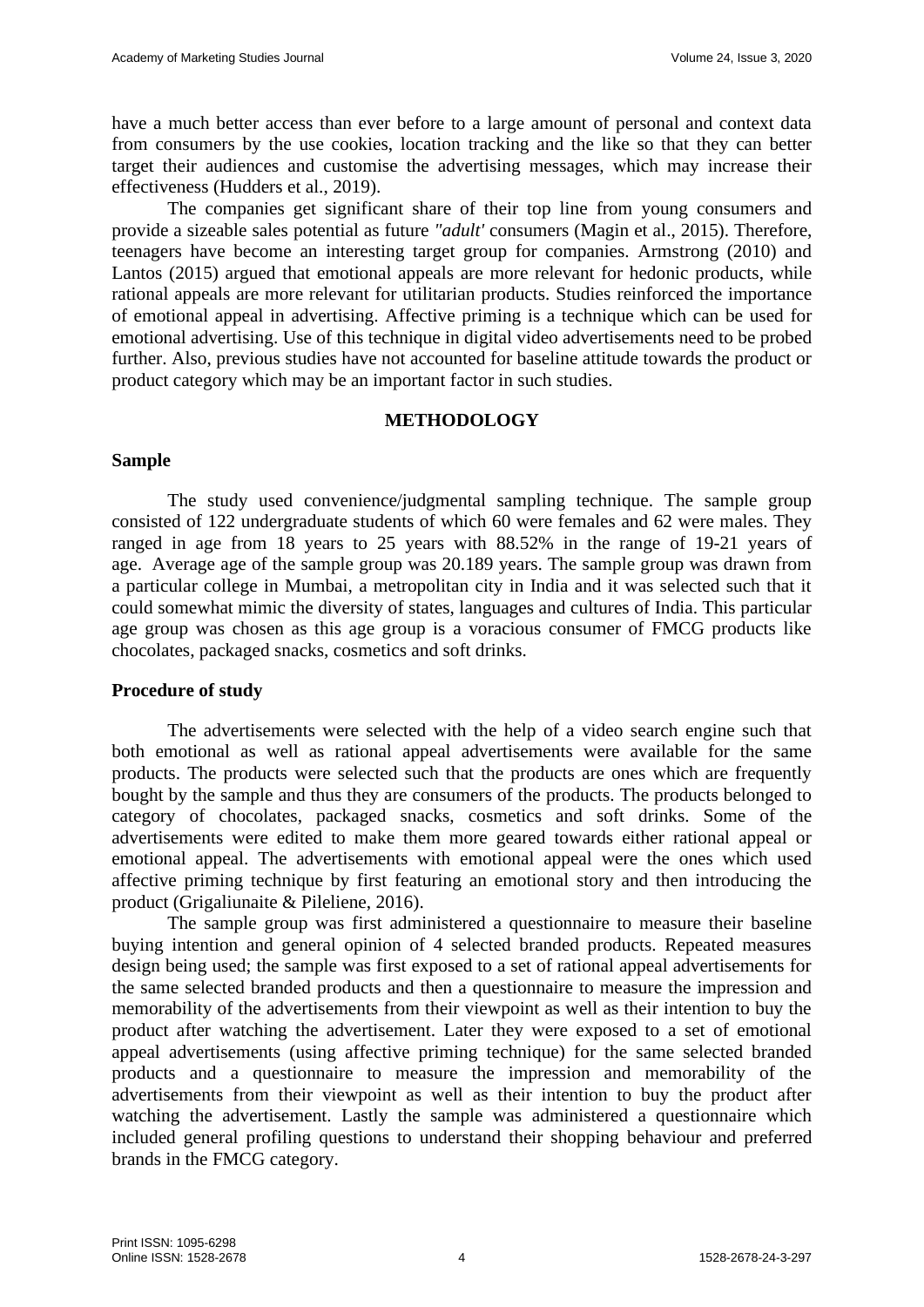have a much better access than ever before to a large amount of personal and context data from consumers by the use cookies, location tracking and the like so that they can better target their audiences and customise the advertising messages, which may increase their effectiveness (Hudders et al., 2019).

The companies get significant share of their top line from young consumers and provide a sizeable sales potential as future *"adult'* consumers (Magin et al., 2015). Therefore, teenagers have become an interesting target group for companies. Armstrong (2010) and Lantos (2015) argued that emotional appeals are more relevant for hedonic products, while rational appeals are more relevant for utilitarian products. Studies reinforced the importance of emotional appeal in advertising. Affective priming is a technique which can be used for emotional advertising. Use of this technique in digital video advertisements need to be probed further. Also, previous studies have not accounted for baseline attitude towards the product or product category which may be an important factor in such studies.

## METHODOLOGY

### Sample

The study used convenience/judgmental sampling technique. The sample group consisted of 122 undergraduate students of which 60 were females and 62 were males. They ranged in age from 18 years to 25 years with 88.52% in the range of 19-21 years of age. Average age of the sample group was 20.189 years. The sample group was drawn from a particular college in Mumbai, a metropolitan city in India and it was selected such that it could somewhat mimic the diversity of states, languages and cultures of India. This particular age group was chosen as this age group is a voracious consumer of FMCG products like chocolates, packaged snacks, cosmetics and soft drinks.

### Procedure of study

The advertisements were selected with the help of a video search engine such that both emotional as well as rational appeal advertisements were available for the same products. The products were selected such that the products are ones which are frequently bought by the sample and thus they are consumers of the products. The products belonged to category of chocolates, packaged snacks, cosmetics and soft drinks. Some of the advertisements were edited to make them more geared towards either rational appeal or emotional appeal. The advertisements with emotional appeal were the ones which used affective priming technique by first featuring an emotional story and then introducing the product (Grigaliunaite & Pileliene, 2016).

The sample group was first administered a questionnaire to measure their baseline buying intention and general opinion of 4 selected branded products. Repeated measures design being used; the sample was first exposed to a set of rational appeal advertisements for the same selected branded products and then a questionnaire to measure the impression and memorability of the advertisements from their viewpoint as well as their intention to buy the product after watching the advertisement. Later they were exposed to a set of emotional appeal advertisements (using affective priming technique) for the same selected branded products and a questionnaire to measure the impression and memorability of the advertisements from their viewpoint as well as their intention to buy the product after watching the advertisement. Lastly the sample was administered a questionnaire which included general profiling questions to understand their shopping behaviour and preferred brands in the FMCG category.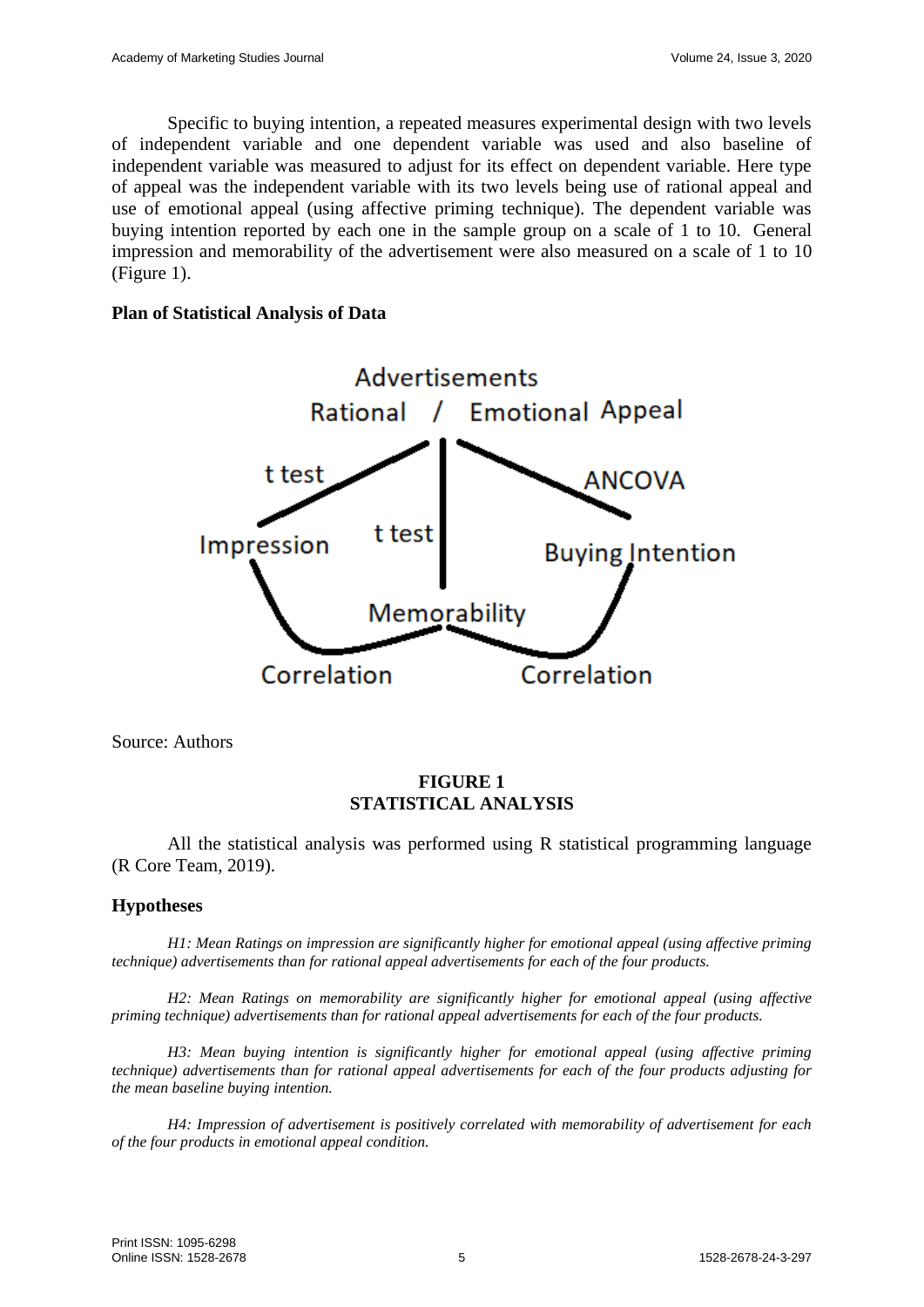Specific to buying intention, a repeated measures experimental design with two levels of independent variable and one dependent variable was used and also baseline of independent variable was measured to adjust for its effect on dependent variable. Here type of appeal was the independent variable with its two levels being use of rational appeal and use of emotional appeal (using affective priming technique). The dependent variable was buying intention reported by each one in the sample group on a scale of 1 to 10. General impression and memorability of the advertisement were also measured on a scale of 1 to 10 (Figure 1).

## Plan of Statistical Analysis of Data

Source: Authors

**FIGURE 1**
**STATISTICAL ANALYSIS**

All the statistical analysis was performed using R statistical programming language (R Core Team, 2019).

## Hypotheses

*H1: Mean Ratings on impression are significantly higher for emotional appeal (using affective priming technique) advertisements than for rational appeal advertisements for each of the four products.*

*H2: Mean Ratings on memorability are significantly higher for emotional appeal (using affective priming technique) advertisements than for rational appeal advertisements for each of the four products.*

*H3: Mean buying intention is significantly higher for emotional appeal (using affective priming technique) advertisements than for rational appeal advertisements for each of the four products adjusting for the mean baseline buying intention.*

*H4: Impression of advertisement is positively correlated with memorability of advertisement for each of the four products in emotional appeal condition.*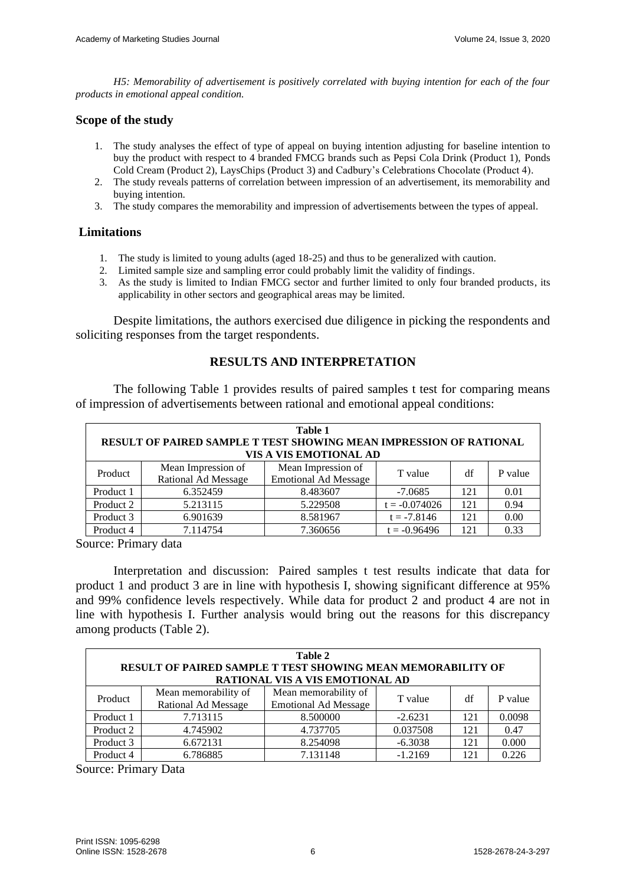*H5: Memorability of advertisement is positively correlated with buying intention for each of the four products in emotional appeal condition.*

### Scope of the study

1. The study analyses the effect of type of appeal on buying intention adjusting for baseline intention to buy the product with respect to 4 branded FMCG brands such as Pepsi Cola Drink (Product 1), Ponds Cold Cream (Product 2), LaysChips (Product 3) and Cadbury's Celebrations Chocolate (Product 4).
2. The study reveals patterns of correlation between impression of an advertisement, its memorability and buying intention.
3. The study compares the memorability and impression of advertisements between the types of appeal.

### Limitations

1. The study is limited to young adults (aged 18-25) and thus to be generalized with caution.
2. Limited sample size and sampling error could probably limit the validity of findings.
3. As the study is limited to Indian FMCG sector and further limited to only four branded products, its applicability in other sectors and geographical areas may be limited.

Despite limitations, the authors exercised due diligence in picking the respondents and soliciting responses from the target respondents.

## RESULTS AND INTERPRETATION

The following Table 1 provides results of paired samples t test for comparing means of impression of advertisements between rational and emotional appeal conditions:

**Table 1**
**RESULT OF PAIRED SAMPLE T TEST SHOWING MEAN IMPRESSION OF RATIONAL VIS A VIS EMOTIONAL AD**

| Product | Mean Impression of Rational Ad Message | Mean Impression of Emotional Ad Message | T value | df | P value |
|---|---|---|---|---|---|
| Product 1 | 6.352459 | 8.483607 | -7.0685 | 121 | 0.01 |
| Product 2 | 5.213115 | 5.229508 | t = -0.074026 | 121 | 0.94 |
| Product 3 | 6.901639 | 8.581967 | t = -7.8146 | 121 | 0.00 |
| Product 4 | 7.114754 | 7.360656 | t = -0.96496 | 121 | 0.33 |

Source: Primary data

Interpretation and discussion: Paired samples t test results indicate that data for product 1 and product 3 are in line with hypothesis I, showing significant difference at 95% and 99% confidence levels respectively. While data for product 2 and product 4 are not in line with hypothesis I. Further analysis would bring out the reasons for this discrepancy among products (Table 2).

**Table 2**
**RESULT OF PAIRED SAMPLE T TEST SHOWING MEAN MEMORABILITY OF RATIONAL VIS A VIS EMOTIONAL AD**

| Product | Mean memorability of Rational Ad Message | Mean memorability of Emotional Ad Message | T value | df | P value |
|---|---|---|---|---|---|
| Product 1 | 7.713115 | 8.500000 | -2.6231 | 121 | 0.0098 |
| Product 2 | 4.745902 | 4.737705 | 0.037508 | 121 | 0.47 |
| Product 3 | 6.672131 | 8.254098 | -6.3038 | 121 | 0.000 |
| Product 4 | 6.786885 | 7.131148 | -1.2169 | 121 | 0.226 |

Source: Primary Data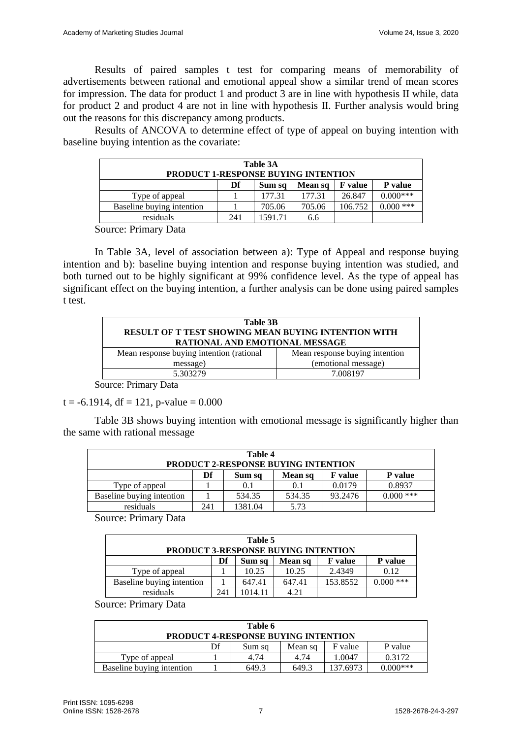Results of paired samples t test for comparing means of memorability of advertisements between rational and emotional appeal show a similar trend of mean scores for impression. The data for product 1 and product 3 are in line with hypothesis II while, data for product 2 and product 4 are not in line with hypothesis II. Further analysis would bring out the reasons for this discrepancy among products.

Results of ANCOVA to determine effect of type of appeal on buying intention with baseline buying intention as the covariate:

**Table 3A**
**PRODUCT 1-RESPONSE BUYING INTENTION**

| | Df | Sum sq | Mean sq | F value | P value |
|---|---|---|---|---|---|
| Type of appeal | 1 | 177.31 | 177.31 | 26.847 | 0.000*** |
| Baseline buying intention | 1 | 705.06 | 705.06 | 106.752 | 0.000 *** |
| residuals | 241 | 1591.71 | 6.6 | | |

Source: Primary Data

In Table 3A, level of association between a): Type of Appeal and response buying intention and b): baseline buying intention and response buying intention was studied, and both turned out to be highly significant at 99% confidence level. As the type of appeal has significant effect on the buying intention, a further analysis can be done using paired samples t test.

**Table 3B**
**RESULT OF T TEST SHOWING MEAN BUYING INTENTION WITH RATIONAL AND EMOTIONAL MESSAGE**

| Mean response buying intention (rational message) | Mean response buying intention (emotional message) |
|---|---|
| 5.303279 | 7.008197 |

Source: Primary Data

$t = -6.1914$, $df = 121$, p-value $= 0.000$

Table 3B shows buying intention with emotional message is significantly higher than the same with rational message

**Table 4**
**PRODUCT 2-RESPONSE BUYING INTENTION**

| | Df | Sum sq | Mean sq | F value | P value |
|---|---|---|---|---|---|
| Type of appeal | 1 | 0.1 | 0.1 | 0.0179 | 0.8937 |
| Baseline buying intention | 1 | 534.35 | 534.35 | 93.2476 | 0.000 *** |
| residuals | 241 | 1381.04 | 5.73 | | |

Source: Primary Data

**Table 5**
**PRODUCT 3-RESPONSE BUYING INTENTION**

| | Df | Sum sq | Mean sq | F value | P value |
|---|---|---|---|---|---|
| Type of appeal | 1 | 10.25 | 10.25 | 2.4349 | 0.12 |
| Baseline buying intention | 1 | 647.41 | 647.41 | 153.8552 | 0.000 *** |
| residuals | 241 | 1014.11 | 4.21 | | |

Source: Primary Data

**Table 6**
**PRODUCT 4-RESPONSE BUYING INTENTION**

| | Df | Sum sq | Mean sq | F value | P value |
|---|---|---|---|---|---|
| Type of appeal | 1 | 4.74 | 4.74 | 1.0047 | 0.3172 |
| Baseline buying intention | 1 | 649.3 | 649.3 | 137.6973 | 0.000*** |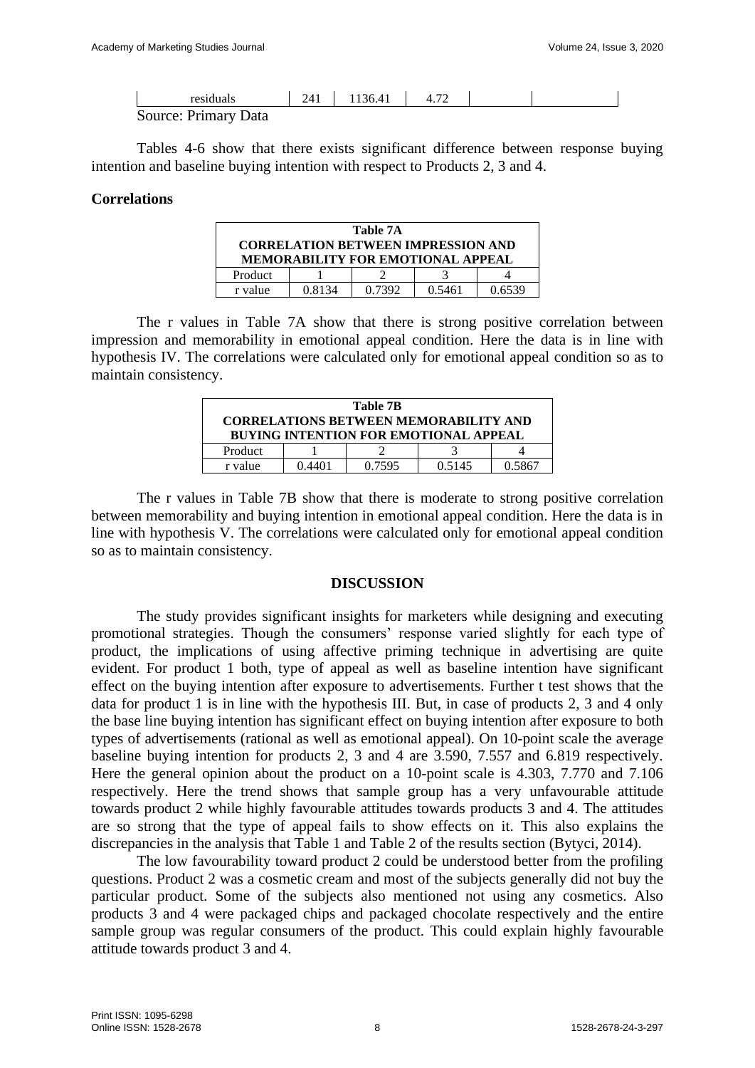| residuals | 241 | 1136.41 | 4.72 | | |
|---|---|---|---|---|---|

Source: Primary Data

Tables 4-6 show that there exists significant difference between response buying intention and baseline buying intention with respect to Products 2, 3 and 4.

**Correlations**

**Table 7A**
**CORRELATION BETWEEN IMPRESSION AND MEMORABILITY FOR EMOTIONAL APPEAL**

| Product | 1 | 2 | 3 | 4 |
|---|---|---|---|---|
| r value | 0.8134 | 0.7392 | 0.5461 | 0.6539 |

The r values in Table 7A show that there is strong positive correlation between impression and memorability in emotional appeal condition. Here the data is in line with hypothesis IV. The correlations were calculated only for emotional appeal condition so as to maintain consistency.

**Table 7B**
**CORRELATIONS BETWEEN MEMORABILITY AND BUYING INTENTION FOR EMOTIONAL APPEAL**

| Product | 1 | 2 | 3 | 4 |
|---|---|---|---|---|
| r value | 0.4401 | 0.7595 | 0.5145 | 0.5867 |

The r values in Table 7B show that there is moderate to strong positive correlation between memorability and buying intention in emotional appeal condition. Here the data is in line with hypothesis V. The correlations were calculated only for emotional appeal condition so as to maintain consistency.

## DISCUSSION

The study provides significant insights for marketers while designing and executing promotional strategies. Though the consumers' response varied slightly for each type of product, the implications of using affective priming technique in advertising are quite evident. For product 1 both, type of appeal as well as baseline intention have significant effect on the buying intention after exposure to advertisements. Further t test shows that the data for product 1 is in line with the hypothesis III. But, in case of products 2, 3 and 4 only the base line buying intention has significant effect on buying intention after exposure to both types of advertisements (rational as well as emotional appeal). On 10-point scale the average baseline buying intention for products 2, 3 and 4 are 3.590, 7.557 and 6.819 respectively. Here the general opinion about the product on a 10-point scale is 4.303, 7.770 and 7.106 respectively. Here the trend shows that sample group has a very unfavourable attitude towards product 2 while highly favourable attitudes towards products 3 and 4. The attitudes are so strong that the type of appeal fails to show effects on it. This also explains the discrepancies in the analysis that Table 1 and Table 2 of the results section (Bytyci, 2014).

The low favourability toward product 2 could be understood better from the profiling questions. Product 2 was a cosmetic cream and most of the subjects generally did not buy the particular product. Some of the subjects also mentioned not using any cosmetics. Also products 3 and 4 were packaged chips and packaged chocolate respectively and the entire sample group was regular consumers of the product. This could explain highly favourable attitude towards product 3 and 4.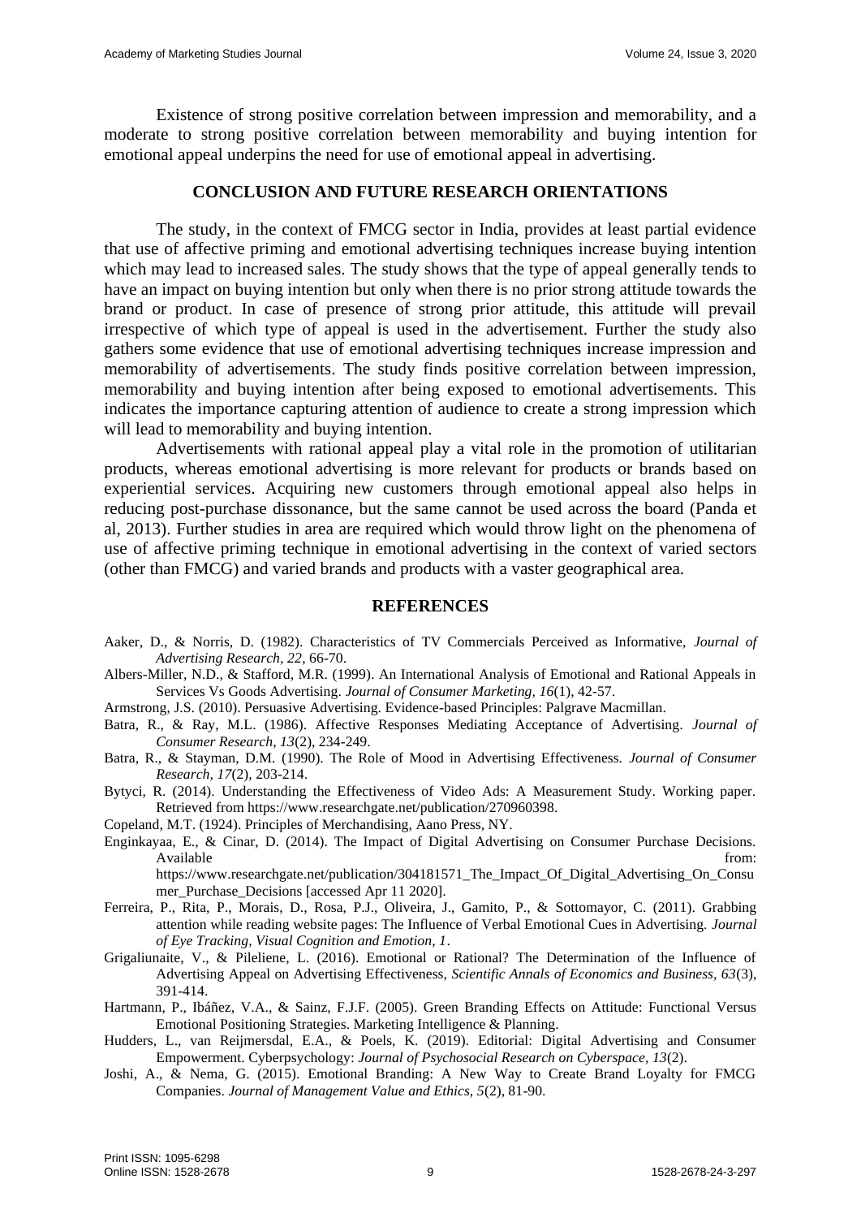Existence of strong positive correlation between impression and memorability, and a moderate to strong positive correlation between memorability and buying intention for emotional appeal underpins the need for use of emotional appeal in advertising.

## CONCLUSION AND FUTURE RESEARCH ORIENTATIONS

The study, in the context of FMCG sector in India, provides at least partial evidence that use of affective priming and emotional advertising techniques increase buying intention which may lead to increased sales. The study shows that the type of appeal generally tends to have an impact on buying intention but only when there is no prior strong attitude towards the brand or product. In case of presence of strong prior attitude, this attitude will prevail irrespective of which type of appeal is used in the advertisement. Further the study also gathers some evidence that use of emotional advertising techniques increase impression and memorability of advertisements. The study finds positive correlation between impression, memorability and buying intention after being exposed to emotional advertisements. This indicates the importance capturing attention of audience to create a strong impression which will lead to memorability and buying intention.

Advertisements with rational appeal play a vital role in the promotion of utilitarian products, whereas emotional advertising is more relevant for products or brands based on experiential services. Acquiring new customers through emotional appeal also helps in reducing post-purchase dissonance, but the same cannot be used across the board (Panda et al, 2013). Further studies in area are required which would throw light on the phenomena of use of affective priming technique in emotional advertising in the context of varied sectors (other than FMCG) and varied brands and products with a vaster geographical area.

## REFERENCES

Aaker, D., & Norris, D. (1982). Characteristics of TV Commercials Perceived as Informative, *Journal of Advertising Research, 22*, 66-70.

Albers-Miller, N.D., & Stafford, M.R. (1999). An International Analysis of Emotional and Rational Appeals in Services Vs Goods Advertising. *Journal of Consumer Marketing, 16*(1), 42-57.

Armstrong, J.S. (2010). Persuasive Advertising. Evidence-based Principles: Palgrave Macmillan.

Batra, R., & Ray, M.L. (1986). Affective Responses Mediating Acceptance of Advertising. *Journal of Consumer Research, 13*(2), 234-249.

Batra, R., & Stayman, D.M. (1990). The Role of Mood in Advertising Effectiveness. *Journal of Consumer Research, 17*(2), 203-214.

Bytyci, R. (2014). Understanding the Effectiveness of Video Ads: A Measurement Study. Working paper. Retrieved from https://www.researchgate.net/publication/270960398.

Copeland, M.T. (1924). Principles of Merchandising, Aano Press, NY.

Enginkayaa, E., & Cinar, D. (2014). The Impact of Digital Advertising on Consumer Purchase Decisions. Available from: https://www.researchgate.net/publication/304181571_The_Impact_Of_Digital_Advertising_On_Consumer_Purchase_Decisions [accessed Apr 11 2020].

Ferreira, P., Rita, P., Morais, D., Rosa, P.J., Oliveira, J., Gamito, P., & Sottomayor, C. (2011). Grabbing attention while reading website pages: The Influence of Verbal Emotional Cues in Advertising. *Journal of Eye Tracking, Visual Cognition and Emotion, 1*.

Grigaliunaite, V., & Pileliene, L. (2016). Emotional or Rational? The Determination of the Influence of Advertising Appeal on Advertising Effectiveness, *Scientific Annals of Economics and Business, 63*(3), 391-414.

Hartmann, P., Ibáñez, V.A., & Sainz, F.J.F. (2005). Green Branding Effects on Attitude: Functional Versus Emotional Positioning Strategies. Marketing Intelligence & Planning.

Hudders, L., van Reijmersdal, E.A., & Poels, K. (2019). Editorial: Digital Advertising and Consumer Empowerment. Cyberpsychology: *Journal of Psychosocial Research on Cyberspace, 13*(2).

Joshi, A., & Nema, G. (2015). Emotional Branding: A New Way to Create Brand Loyalty for FMCG Companies. *Journal of Management Value and Ethics, 5*(2), 81-90.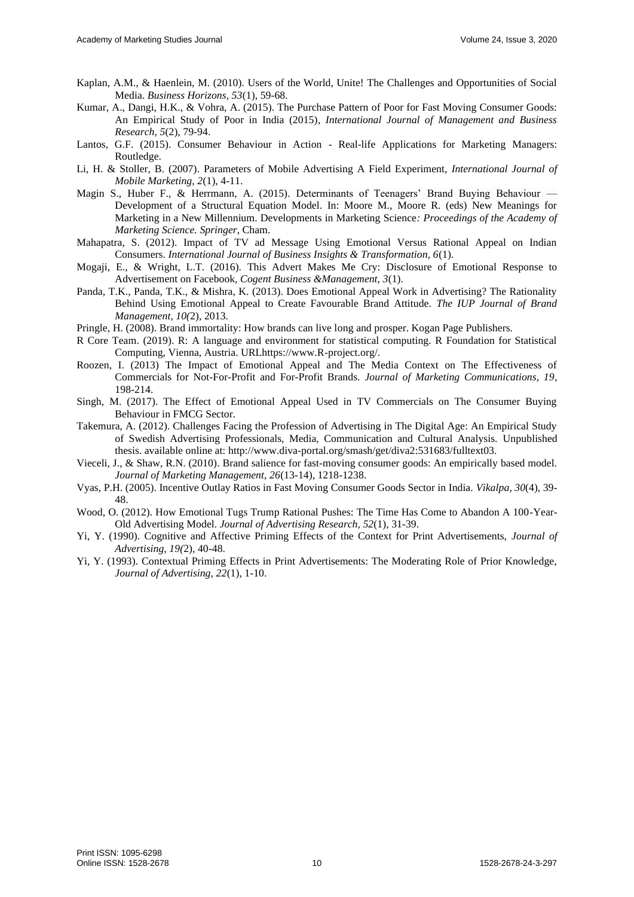Kaplan, A.M., & Haenlein, M. (2010). Users of the World, Unite! The Challenges and Opportunities of Social Media. *Business Horizons, 53*(1), 59-68.

Kumar, A., Dangi, H.K., & Vohra, A. (2015). The Purchase Pattern of Poor for Fast Moving Consumer Goods: An Empirical Study of Poor in India (2015), *International Journal of Management and Business Research, 5*(2), 79-94.

Lantos, G.F. (2015). Consumer Behaviour in Action - Real-life Applications for Marketing Managers: Routledge.

Li, H. & Stoller, B. (2007). Parameters of Mobile Advertising A Field Experiment, *International Journal of Mobile Marketing, 2*(1), 4-11.

Magin S., Huber F., & Herrmann, A. (2015). Determinants of Teenagers' Brand Buying Behaviour — Development of a Structural Equation Model. In: Moore M., Moore R. (eds) New Meanings for Marketing in a New Millennium. Developments in Marketing Science*: Proceedings of the Academy of Marketing Science. Springer*, Cham.

Mahapatra, S. (2012). Impact of TV ad Message Using Emotional Versus Rational Appeal on Indian Consumers. *International Journal of Business Insights & Transformation, 6*(1).

Mogaji, E., & Wright, L.T. (2016). This Advert Makes Me Cry: Disclosure of Emotional Response to Advertisement on Facebook, *Cogent Business &Management, 3*(1).

Panda, T.K., Panda, T.K., & Mishra, K. (2013). Does Emotional Appeal Work in Advertising? The Rationality Behind Using Emotional Appeal to Create Favourable Brand Attitude. *The IUP Journal of Brand Management, 10(*2), 2013.

Pringle, H. (2008). Brand immortality: How brands can live long and prosper. Kogan Page Publishers.

R Core Team. (2019). R: A language and environment for statistical computing. R Foundation for Statistical Computing, Vienna, Austria. URLhttps://www.R-project.org/.

Roozen, I. (2013) The Impact of Emotional Appeal and The Media Context on The Effectiveness of Commercials for Not-For-Profit and For-Profit Brands. *Journal of Marketing Communications, 19*, 198-214.

Singh, M. (2017). The Effect of Emotional Appeal Used in TV Commercials on The Consumer Buying Behaviour in FMCG Sector.

Takemura, A. (2012). Challenges Facing the Profession of Advertising in The Digital Age: An Empirical Study of Swedish Advertising Professionals, Media, Communication and Cultural Analysis. Unpublished thesis. available online at: http://www.diva-portal.org/smash/get/diva2:531683/fulltext03.

Vieceli, J., & Shaw, R.N. (2010). Brand salience for fast-moving consumer goods: An empirically based model. *Journal of Marketing Management, 26*(13-14), 1218-1238.

Vyas, P.H. (2005). Incentive Outlay Ratios in Fast Moving Consumer Goods Sector in India. *Vikalpa, 30*(4), 39-48.

Wood, O. (2012). How Emotional Tugs Trump Rational Pushes: The Time Has Come to Abandon A 100-Year-Old Advertising Model. *Journal of Advertising Research, 52*(1), 31-39.

Yi, Y. (1990). Cognitive and Affective Priming Effects of the Context for Print Advertisements, *Journal of Advertising, 19(*2), 40-48.

Yi, Y. (1993). Contextual Priming Effects in Print Advertisements: The Moderating Role of Prior Knowledge, *Journal of Advertising, 22*(1), 1-10.